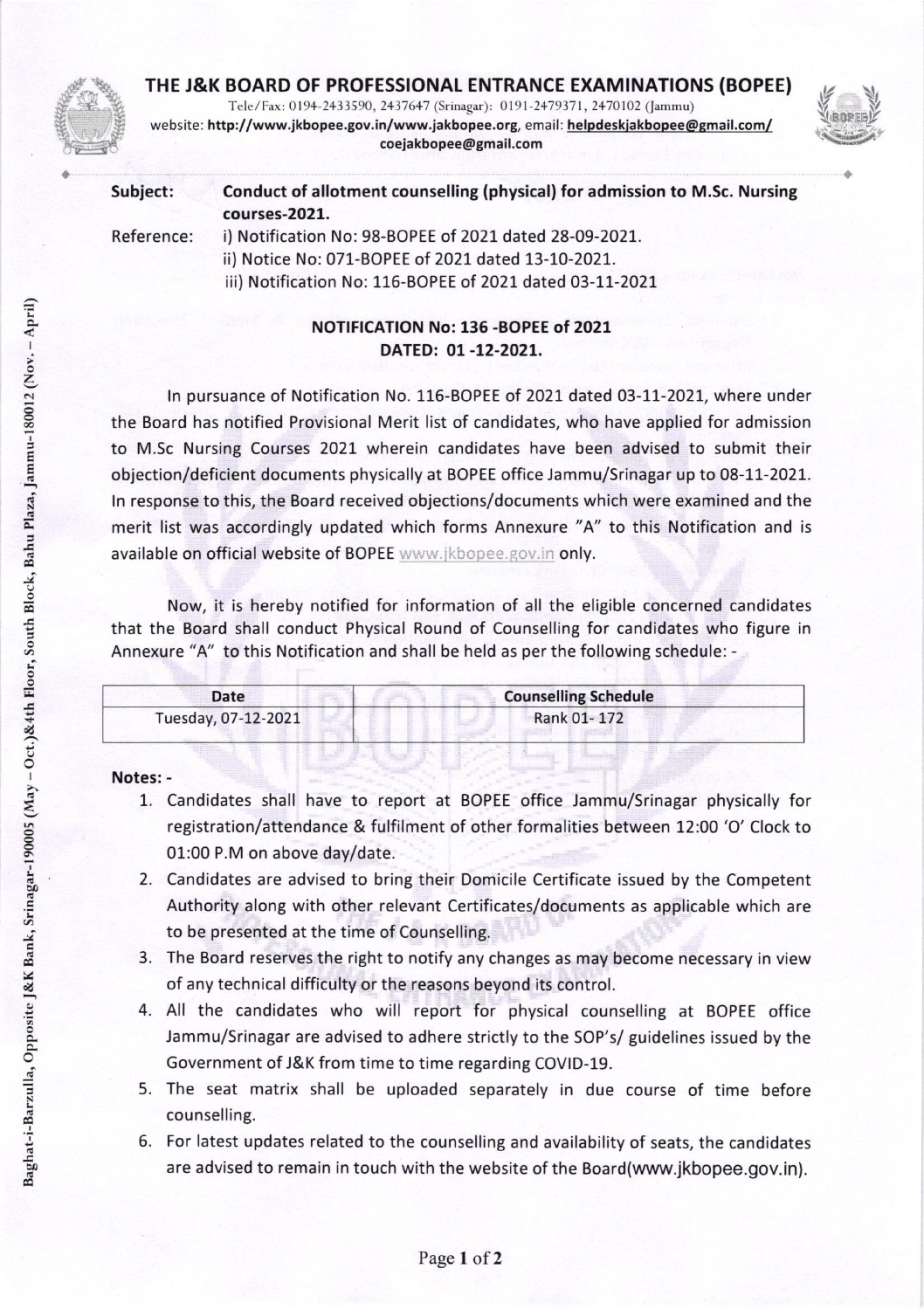# THE J&K BOARD OF PROFESSIONAL ENTRANCE EXAMINATIONS (BOPEE)

Tele/Fax: 0194-2433590, 2437647 (Srinagar): 0191-2479371, 2470102 (Jammu)
website: http://www.jkbopee.gov.in/www.jakbopee.org, email: helpdeskjakbopee@gmail.com/ coejakbopee@gmail.com

Baghat-i-Barzulla, Opposite J&K Bank, Srinagar-190005 (May – Oct.)&4th Floor, South Block, Bahu Plaza, Jammu-180012 (Nov. – April)

**Subject:** **Conduct of allotment counselling (physical) for admission to M.Sc. Nursing courses-2021.**

**Reference:**
i) Notification No: 98-BOPEE of 2021 dated 28-09-2021.
ii) Notice No: 071-BOPEE of 2021 dated 13-10-2021.
iii) Notification No: 116-BOPEE of 2021 dated 03-11-2021

**NOTIFICATION No: 136 -BOPEE of 2021**
**DATED: 01 -12-2021.**

In pursuance of Notification No. 116-BOPEE of 2021 dated 03-11-2021, where under the Board has notified Provisional Merit list of candidates, who have applied for admission to M.Sc Nursing Courses 2021 wherein candidates have been advised to submit their objection/deficient documents physically at BOPEE office Jammu/Srinagar up to 08-11-2021. In response to this, the Board received objections/documents which were examined and the merit list was accordingly updated which forms Annexure "A" to this Notification and is available on official website of BOPEE www.jkbopee.gov.in only.

Now, it is hereby notified for information of all the eligible concerned candidates that the Board shall conduct Physical Round of Counselling for candidates who figure in Annexure "A" to this Notification and shall be held as per the following schedule: -

| Date | Counselling Schedule |
|---|---|
| Tuesday, 07-12-2021 | Rank 01- 172 |

**Notes: -**

1. Candidates shall have to report at BOPEE office Jammu/Srinagar physically for registration/attendance & fulfilment of other formalities between 12:00 'O' Clock to 01:00 P.M on above day/date.
2. Candidates are advised to bring their Domicile Certificate issued by the Competent Authority along with other relevant Certificates/documents as applicable which are to be presented at the time of Counselling.
3. The Board reserves the right to notify any changes as may become necessary in view of any technical difficulty or the reasons beyond its control.
4. All the candidates who will report for physical counselling at BOPEE office Jammu/Srinagar are advised to adhere strictly to the SOP's/ guidelines issued by the Government of J&K from time to time regarding COVID-19.
5. The seat matrix shall be uploaded separately in due course of time before counselling.
6. For latest updates related to the counselling and availability of seats, the candidates are advised to remain in touch with the website of the Board(www.jkbopee.gov.in).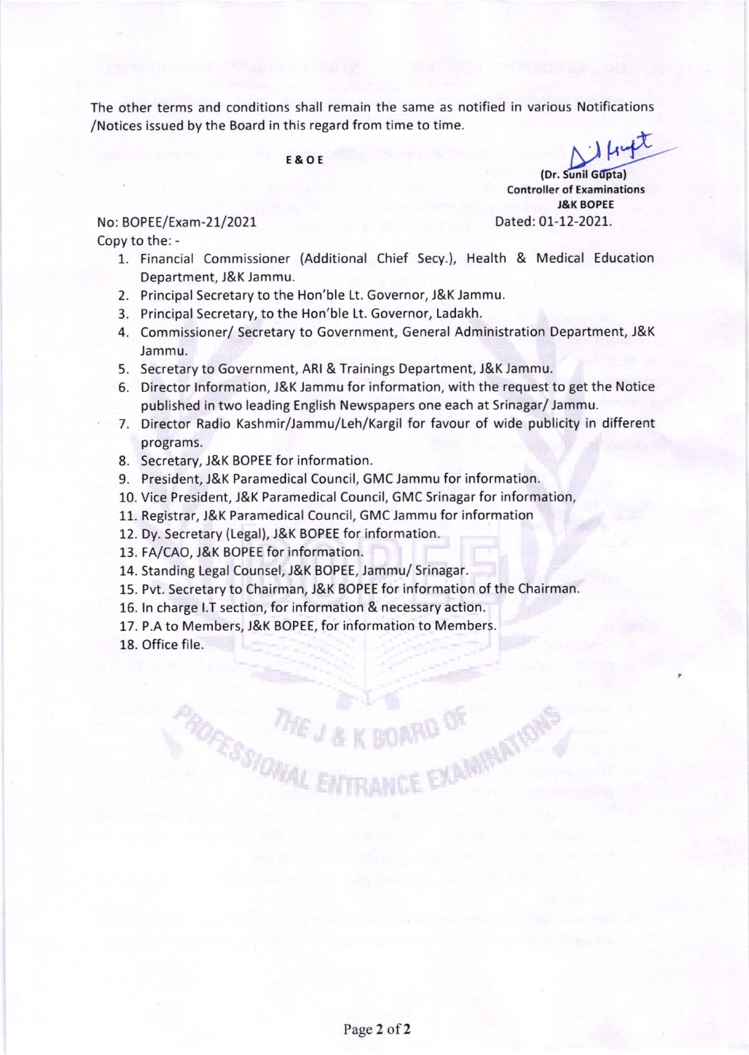The other terms and conditions shall remain the same as notified in various Notifications /Notices issued by the Board in this regard from time to time.

**E & O E**

**(Dr. Sunil Gupta)**
**Controller of Examinations**
**J&K BOPEE**

No: BOPEE/Exam-21/2021

Dated: 01-12-2021.

Copy to the: -

1. Financial Commissioner (Additional Chief Secy.), Health & Medical Education Department, J&K Jammu.
2. Principal Secretary to the Hon'ble Lt. Governor, J&K Jammu.
3. Principal Secretary, to the Hon'ble Lt. Governor, Ladakh.
4. Commissioner/ Secretary to Government, General Administration Department, J&K Jammu.
5. Secretary to Government, ARI & Trainings Department, J&K Jammu.
6. Director Information, J&K Jammu for information, with the request to get the Notice published in two leading English Newspapers one each at Srinagar/ Jammu.
7. Director Radio Kashmir/Jammu/Leh/Kargil for favour of wide publicity in different programs.
8. Secretary, J&K BOPEE for information.
9. President, J&K Paramedical Council, GMC Jammu for information.
10. Vice President, J&K Paramedical Council, GMC Srinagar for information,
11. Registrar, J&K Paramedical Council, GMC Jammu for information
12. Dy. Secretary (Legal), J&K BOPEE for information.
13. FA/CAO, J&K BOPEE for information.
14. Standing Legal Counsel, J&K BOPEE, Jammu/ Srinagar.
15. Pvt. Secretary to Chairman, J&K BOPEE for information of the Chairman.
16. In charge I.T section, for information & necessary action.
17. P.A to Members, J&K BOPEE, for information to Members.
18. Office file.